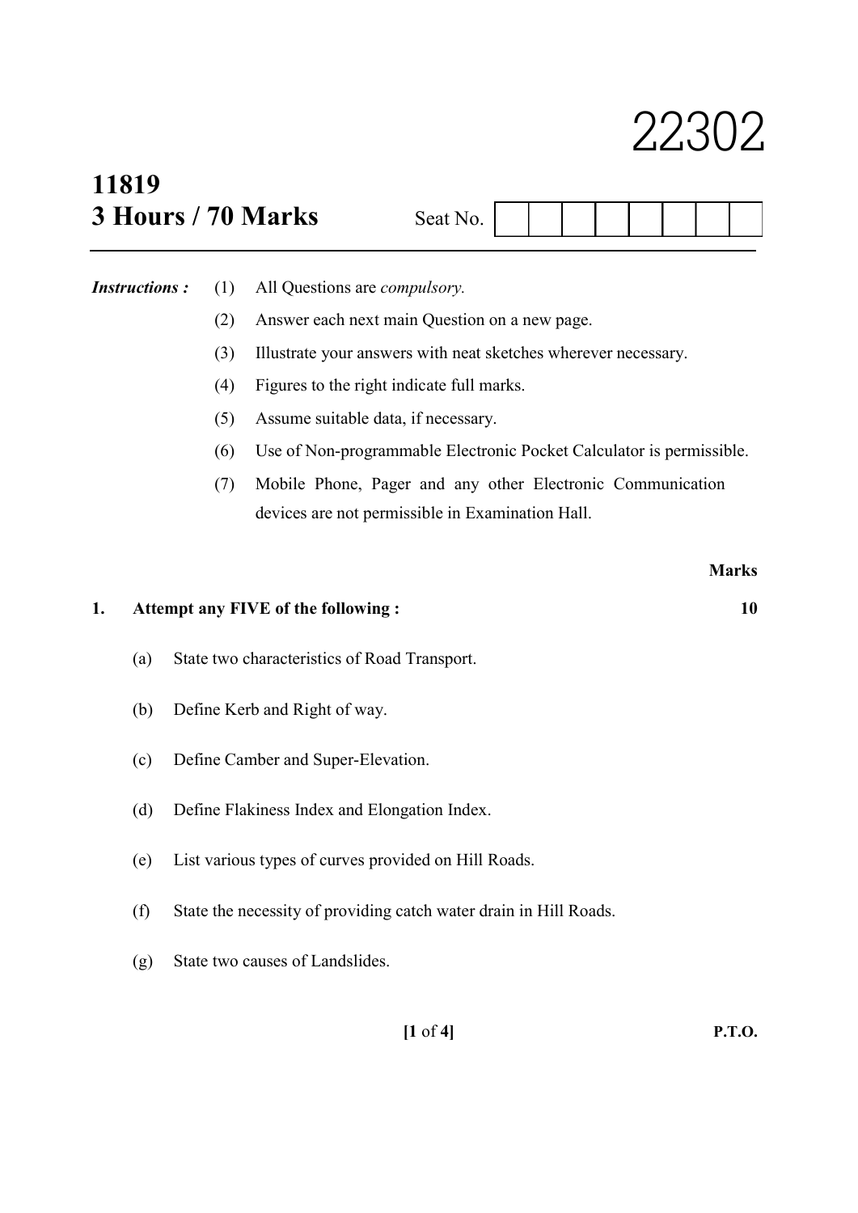# 22302

**11819**
**3 Hours / 70 Marks**

Seat No. | | | | | | | | |

---

***Instructions :***

1. All Questions are *compulsory.*
2. Answer each next main Question on a new page.
3. Illustrate your answers with neat sketches wherever necessary.
4. Figures to the right indicate full marks.
5. Assume suitable data, if necessary.
6. Use of Non-programmable Electronic Pocket Calculator is permissible.
7. Mobile Phone, Pager and any other Electronic Communication devices are not permissible in Examination Hall.

**Marks**

**1. Attempt any FIVE of the following : 10**

(a) State two characteristics of Road Transport.

(b) Define Kerb and Right of way.

(c) Define Camber and Super-Elevation.

(d) Define Flakiness Index and Elongation Index.

(e) List various types of curves provided on Hill Roads.

(f) State the necessity of providing catch water drain in Hill Roads.

(g) State two causes of Landslides.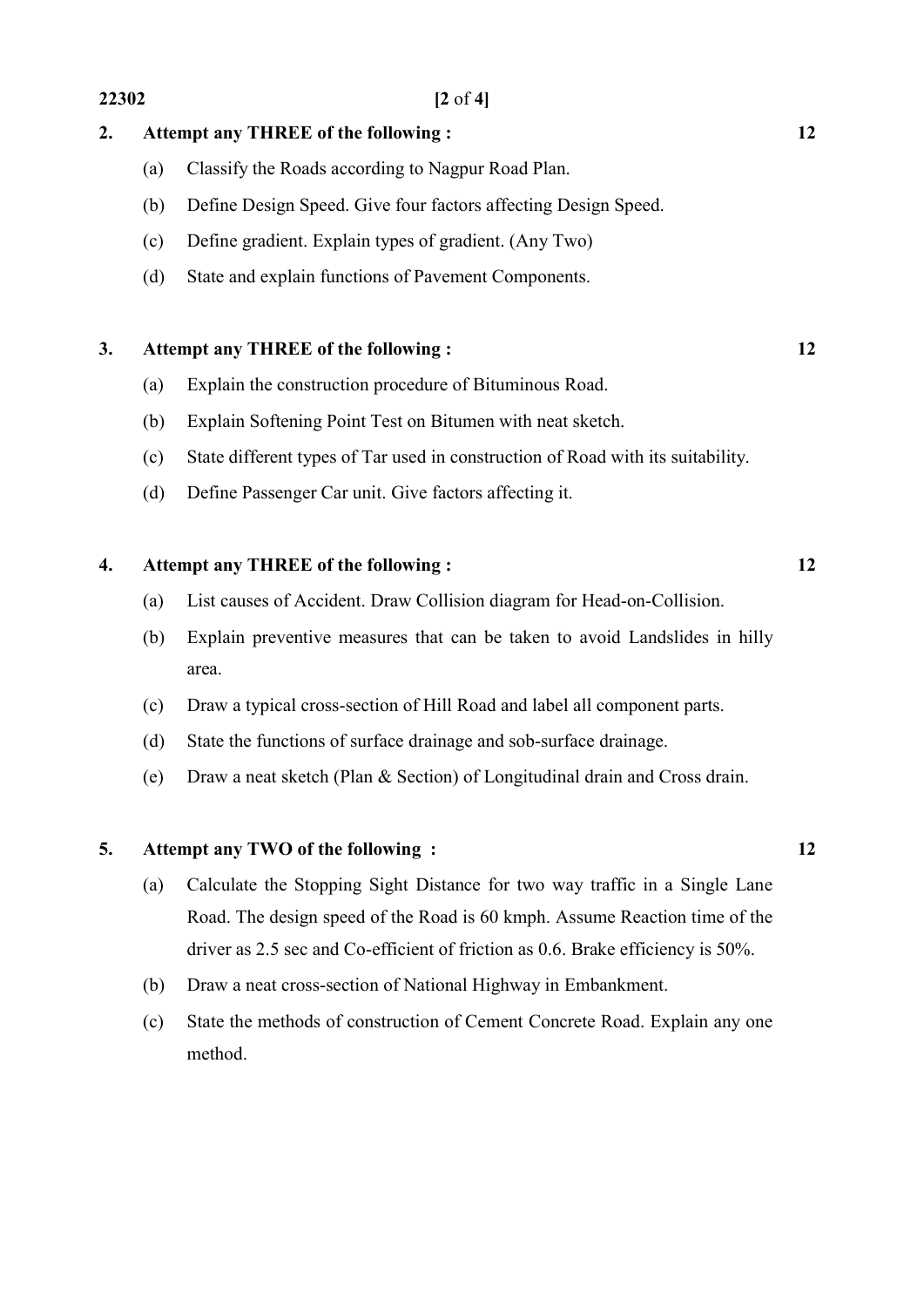**2. Attempt any THREE of the following : 12**

(a) Classify the Roads according to Nagpur Road Plan.

(b) Define Design Speed. Give four factors affecting Design Speed.

(c) Define gradient. Explain types of gradient. (Any Two)

(d) State and explain functions of Pavement Components.

**3. Attempt any THREE of the following : 12**

(a) Explain the construction procedure of Bituminous Road.

(b) Explain Softening Point Test on Bitumen with neat sketch.

(c) State different types of Tar used in construction of Road with its suitability.

(d) Define Passenger Car unit. Give factors affecting it.

**4. Attempt any THREE of the following : 12**

(a) List causes of Accident. Draw Collision diagram for Head-on-Collision.

(b) Explain preventive measures that can be taken to avoid Landslides in hilly area.

(c) Draw a typical cross-section of Hill Road and label all component parts.

(d) State the functions of surface drainage and sob-surface drainage.

(e) Draw a neat sketch (Plan & Section) of Longitudinal drain and Cross drain.

**5. Attempt any TWO of the following : 12**

(a) Calculate the Stopping Sight Distance for two way traffic in a Single Lane Road. The design speed of the Road is 60 kmph. Assume Reaction time of the driver as 2.5 sec and Co-efficient of friction as 0.6. Brake efficiency is 50%.

(b) Draw a neat cross-section of National Highway in Embankment.

(c) State the methods of construction of Cement Concrete Road. Explain any one method.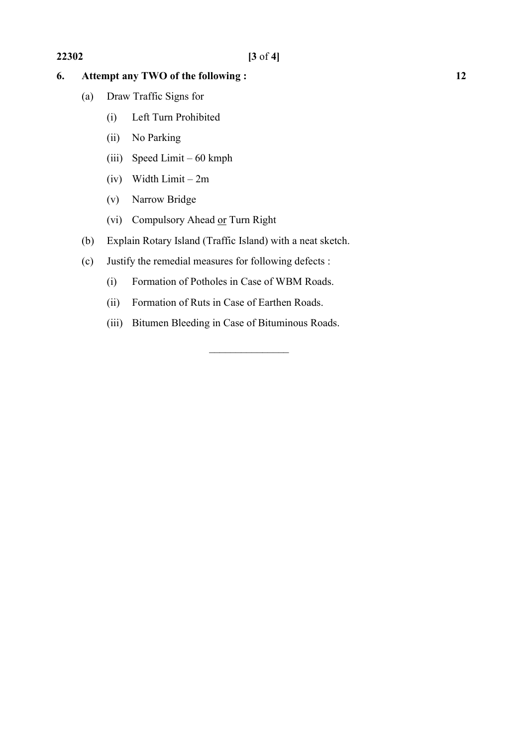**6. Attempt any TWO of the following : 12**

(a) Draw Traffic Signs for

(i) Left Turn Prohibited

(ii) No Parking

(iii) Speed Limit – 60 kmph

(iv) Width Limit – 2m

(v) Narrow Bridge

(vi) Compulsory Ahead or Turn Right

(b) Explain Rotary Island (Traffic Island) with a neat sketch.

(c) Justify the remedial measures for following defects :

(i) Formation of Potholes in Case of WBM Roads.

(ii) Formation of Ruts in Case of Earthen Roads.

(iii) Bitumen Bleeding in Case of Bituminous Roads.

_______________